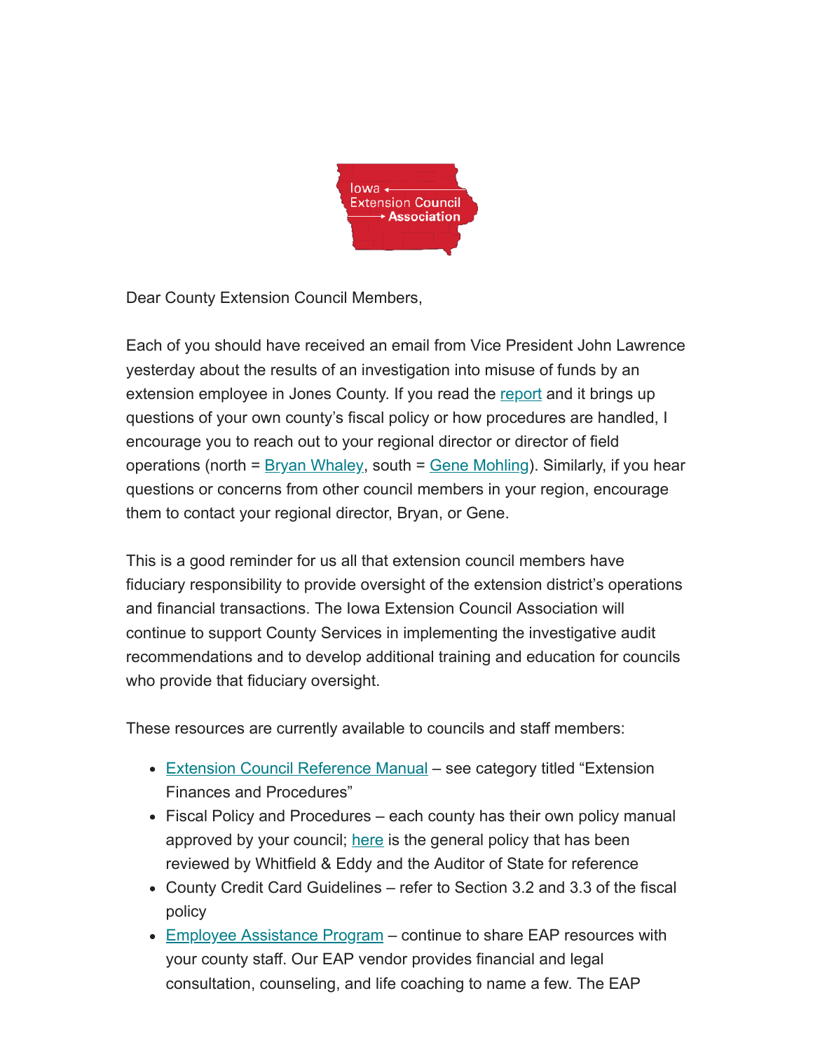Dear County Extension Council Members,

Each of you should have received an email from Vice President John Lawrence yesterday about the results of an investigation into misuse of funds by an extension employee in Jones County. If you read the report and it brings up questions of your own county's fiscal policy or how procedures are handled, I encourage you to reach out to your regional director or director of field operations (north = Bryan Whaley, south = Gene Mohling). Similarly, if you hear questions or concerns from other council members in your region, encourage them to contact your regional director, Bryan, or Gene.

This is a good reminder for us all that extension council members have fiduciary responsibility to provide oversight of the extension district's operations and financial transactions. The Iowa Extension Council Association will continue to support County Services in implementing the investigative audit recommendations and to develop additional training and education for councils who provide that fiduciary oversight.

These resources are currently available to councils and staff members:

- Extension Council Reference Manual – see category titled "Extension Finances and Procedures"
- Fiscal Policy and Procedures – each county has their own policy manual approved by your council; here is the general policy that has been reviewed by Whitfield & Eddy and the Auditor of State for reference
- County Credit Card Guidelines – refer to Section 3.2 and 3.3 of the fiscal policy
- Employee Assistance Program – continue to share EAP resources with your county staff. Our EAP vendor provides financial and legal consultation, counseling, and life coaching to name a few. The EAP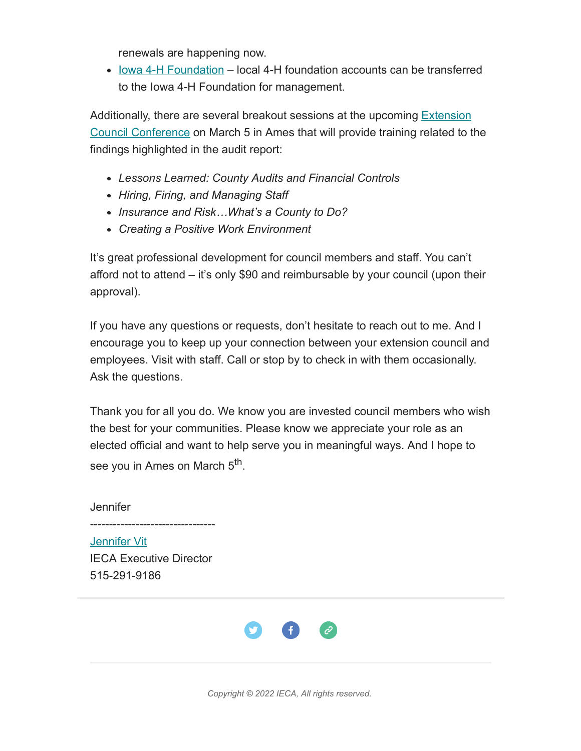renewals are happening now.
- Iowa 4-H Foundation – local 4-H foundation accounts can be transferred to the Iowa 4-H Foundation for management.

Additionally, there are several breakout sessions at the upcoming Extension Council Conference on March 5 in Ames that will provide training related to the findings highlighted in the audit report:

- *Lessons Learned: County Audits and Financial Controls*
- *Hiring, Firing, and Managing Staff*
- *Insurance and Risk…What's a County to Do?*
- *Creating a Positive Work Environment*

It's great professional development for council members and staff. You can't afford not to attend – it's only $90 and reimbursable by your council (upon their approval).

If you have any questions or requests, don't hesitate to reach out to me. And I encourage you to keep up your connection between your extension council and employees. Visit with staff. Call or stop by to check in with them occasionally. Ask the questions.

Thank you for all you do. We know you are invested council members who wish the best for your communities. Please know we appreciate your role as an elected official and want to help serve you in meaningful ways. And I hope to see you in Ames on March 5th.

Jennifer

---------------------------------

Jennifer Vit
IECA Executive Director
515-291-9186

*Copyright © 2022 IECA, All rights reserved.*